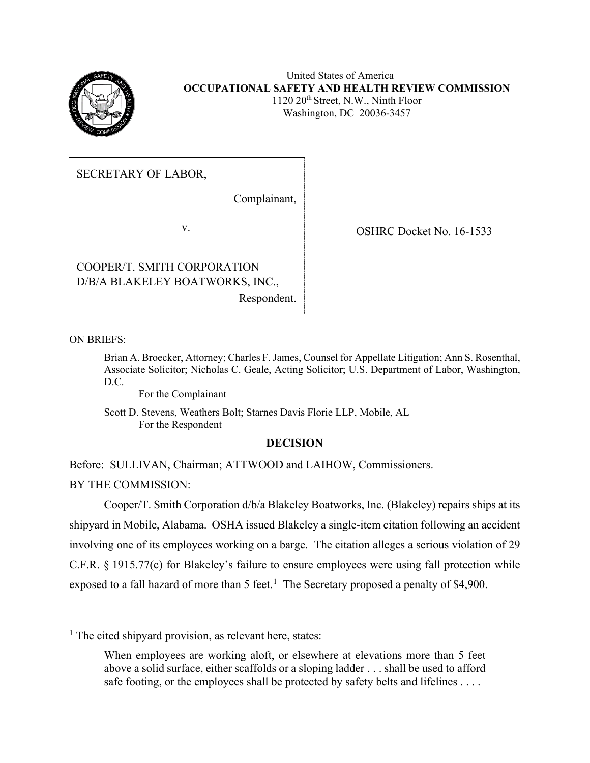United States of America
**OCCUPATIONAL SAFETY AND HEALTH REVIEW COMMISSION**
1120 20th Street, N.W., Ninth Floor
Washington, DC 20036-3457

| | |
|---|---|
| SECRETARY OF LABOR,<br><br>Complainant,<br><br>v.<br><br>COOPER/T. SMITH CORPORATION D/B/A BLAKELEY BOATWORKS, INC.,<br><br>Respondent. | OSHRC Docket No. 16-1533 |

ON BRIEFS:

Brian A. Broecker, Attorney; Charles F. James, Counsel for Appellate Litigation; Ann S. Rosenthal, Associate Solicitor; Nicholas C. Geale, Acting Solicitor; U.S. Department of Labor, Washington, D.C.
For the Complainant

Scott D. Stevens, Weathers Bolt; Starnes Davis Florie LLP, Mobile, AL
For the Respondent

**DECISION**

Before: SULLIVAN, Chairman; ATTWOOD and LAIHOW, Commissioners.

BY THE COMMISSION:

Cooper/T. Smith Corporation d/b/a Blakeley Boatworks, Inc. (Blakeley) repairs ships at its shipyard in Mobile, Alabama. OSHA issued Blakeley a single-item citation following an accident involving one of its employees working on a barge. The citation alleges a serious violation of 29 C.F.R. § 1915.77(c) for Blakeley's failure to ensure employees were using fall protection while exposed to a fall hazard of more than 5 feet.[1] The Secretary proposed a penalty of $4,900.

---

[1] The cited shipyard provision, as relevant here, states:

> When employees are working aloft, or elsewhere at elevations more than 5 feet above a solid surface, either scaffolds or a sloping ladder . . . shall be used to afford safe footing, or the employees shall be protected by safety belts and lifelines . . . .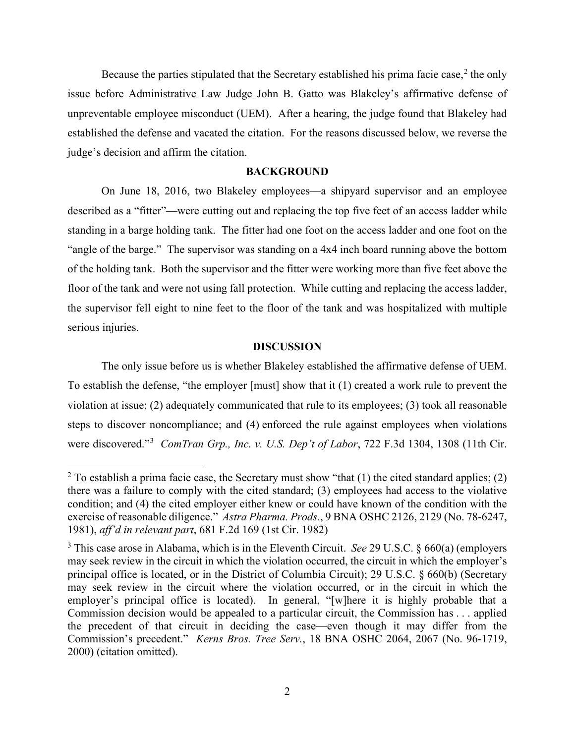Because the parties stipulated that the Secretary established his prima facie case,[2] the only issue before Administrative Law Judge John B. Gatto was Blakeley's affirmative defense of unpreventable employee misconduct (UEM). After a hearing, the judge found that Blakeley had established the defense and vacated the citation. For the reasons discussed below, we reverse the judge's decision and affirm the citation.

## BACKGROUND

On June 18, 2016, two Blakeley employees—a shipyard supervisor and an employee described as a "fitter"—were cutting out and replacing the top five feet of an access ladder while standing in a barge holding tank. The fitter had one foot on the access ladder and one foot on the "angle of the barge." The supervisor was standing on a 4x4 inch board running above the bottom of the holding tank. Both the supervisor and the fitter were working more than five feet above the floor of the tank and were not using fall protection. While cutting and replacing the access ladder, the supervisor fell eight to nine feet to the floor of the tank and was hospitalized with multiple serious injuries.

## DISCUSSION

The only issue before us is whether Blakeley established the affirmative defense of UEM. To establish the defense, "the employer [must] show that it (1) created a work rule to prevent the violation at issue; (2) adequately communicated that rule to its employees; (3) took all reasonable steps to discover noncompliance; and (4) enforced the rule against employees when violations were discovered."[3] *ComTran Grp., Inc. v. U.S. Dep't of Labor*, 722 F.3d 1304, 1308 (11th Cir.

---

[2] To establish a prima facie case, the Secretary must show "that (1) the cited standard applies; (2) there was a failure to comply with the cited standard; (3) employees had access to the violative condition; and (4) the cited employer either knew or could have known of the condition with the exercise of reasonable diligence." *Astra Pharma. Prods.*, 9 BNA OSHC 2126, 2129 (No. 78-6247, 1981), *aff'd in relevant part*, 681 F.2d 169 (1st Cir. 1982)

[3] This case arose in Alabama, which is in the Eleventh Circuit. *See* 29 U.S.C. § 660(a) (employers may seek review in the circuit in which the violation occurred, the circuit in which the employer's principal office is located, or in the District of Columbia Circuit); 29 U.S.C. § 660(b) (Secretary may seek review in the circuit where the violation occurred, or in the circuit in which the employer's principal office is located). In general, "[w]here it is highly probable that a Commission decision would be appealed to a particular circuit, the Commission has . . . applied the precedent of that circuit in deciding the case—even though it may differ from the Commission's precedent." *Kerns Bros. Tree Serv.*, 18 BNA OSHC 2064, 2067 (No. 96-1719, 2000) (citation omitted).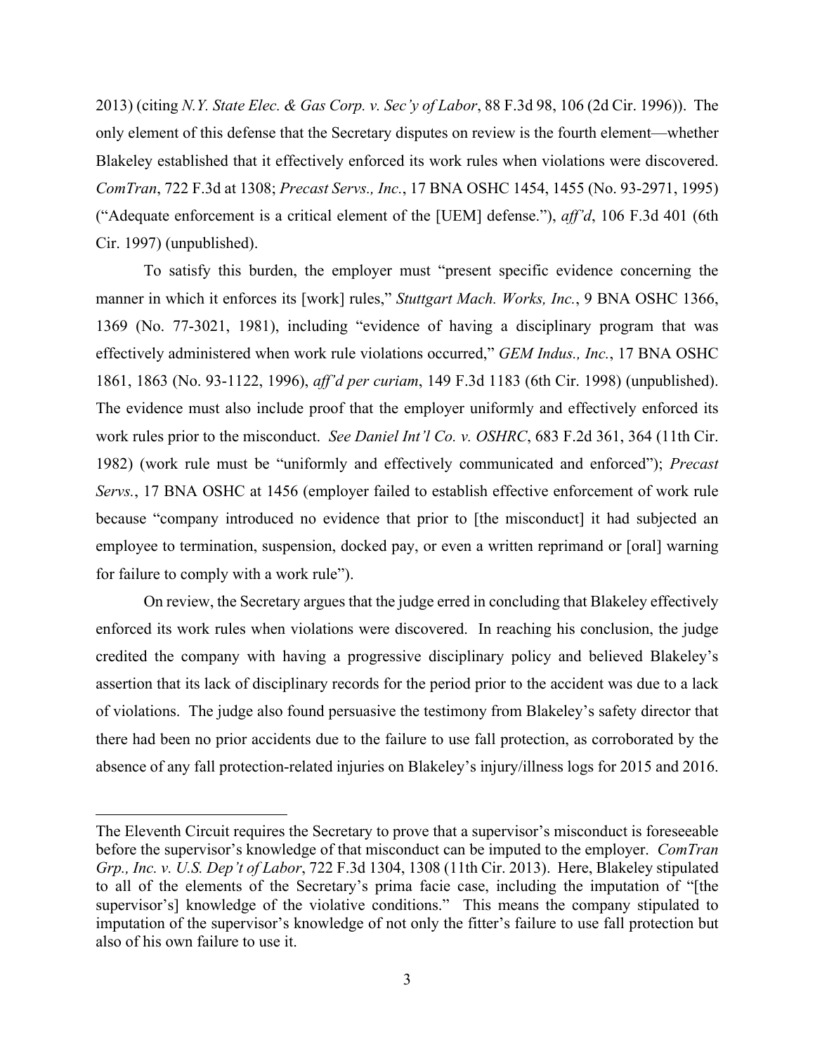2013) (citing *N.Y. State Elec. & Gas Corp. v. Sec'y of Labor*, 88 F.3d 98, 106 (2d Cir. 1996)). The only element of this defense that the Secretary disputes on review is the fourth element—whether Blakeley established that it effectively enforced its work rules when violations were discovered. *ComTran*, 722 F.3d at 1308; *Precast Servs., Inc.*, 17 BNA OSHC 1454, 1455 (No. 93-2971, 1995) ("Adequate enforcement is a critical element of the [UEM] defense."), *aff'd*, 106 F.3d 401 (6th Cir. 1997) (unpublished).

To satisfy this burden, the employer must "present specific evidence concerning the manner in which it enforces its [work] rules," *Stuttgart Mach. Works, Inc.*, 9 BNA OSHC 1366, 1369 (No. 77-3021, 1981), including "evidence of having a disciplinary program that was effectively administered when work rule violations occurred," *GEM Indus., Inc.*, 17 BNA OSHC 1861, 1863 (No. 93-1122, 1996), *aff'd per curiam*, 149 F.3d 1183 (6th Cir. 1998) (unpublished). The evidence must also include proof that the employer uniformly and effectively enforced its work rules prior to the misconduct. *See Daniel Int'l Co. v. OSHRC*, 683 F.2d 361, 364 (11th Cir. 1982) (work rule must be "uniformly and effectively communicated and enforced"); *Precast Servs.*, 17 BNA OSHC at 1456 (employer failed to establish effective enforcement of work rule because "company introduced no evidence that prior to [the misconduct] it had subjected an employee to termination, suspension, docked pay, or even a written reprimand or [oral] warning for failure to comply with a work rule").

On review, the Secretary argues that the judge erred in concluding that Blakeley effectively enforced its work rules when violations were discovered. In reaching his conclusion, the judge credited the company with having a progressive disciplinary policy and believed Blakeley's assertion that its lack of disciplinary records for the period prior to the accident was due to a lack of violations. The judge also found persuasive the testimony from Blakeley's safety director that there had been no prior accidents due to the failure to use fall protection, as corroborated by the absence of any fall protection-related injuries on Blakeley's injury/illness logs for 2015 and 2016.

---

The Eleventh Circuit requires the Secretary to prove that a supervisor's misconduct is foreseeable before the supervisor's knowledge of that misconduct can be imputed to the employer. *ComTran Grp., Inc. v. U.S. Dep't of Labor*, 722 F.3d 1304, 1308 (11th Cir. 2013). Here, Blakeley stipulated to all of the elements of the Secretary's prima facie case, including the imputation of "[the supervisor's] knowledge of the violative conditions." This means the company stipulated to imputation of the supervisor's knowledge of not only the fitter's failure to use fall protection but also of his own failure to use it.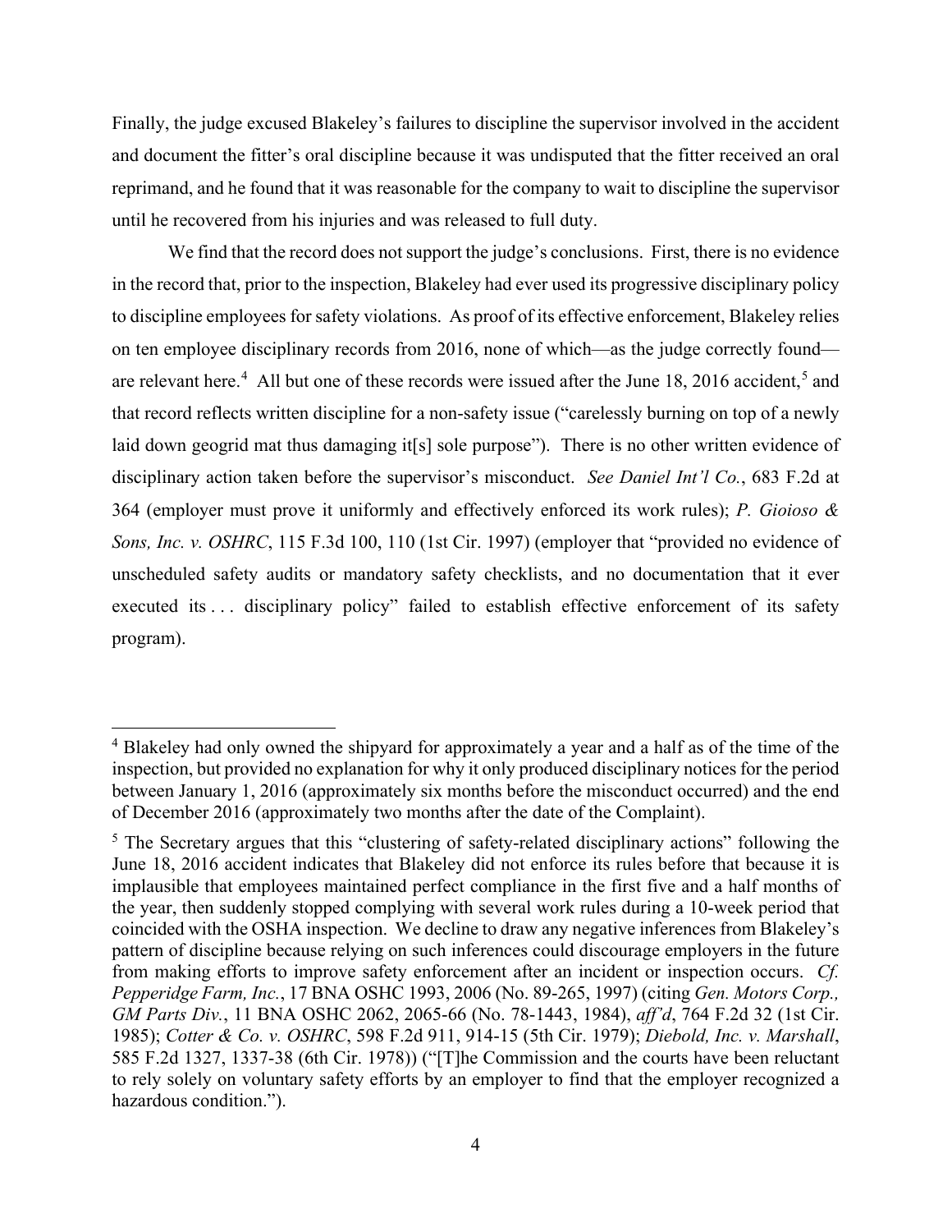Finally, the judge excused Blakeley's failures to discipline the supervisor involved in the accident and document the fitter's oral discipline because it was undisputed that the fitter received an oral reprimand, and he found that it was reasonable for the company to wait to discipline the supervisor until he recovered from his injuries and was released to full duty.

We find that the record does not support the judge's conclusions. First, there is no evidence in the record that, prior to the inspection, Blakeley had ever used its progressive disciplinary policy to discipline employees for safety violations. As proof of its effective enforcement, Blakeley relies on ten employee disciplinary records from 2016, none of which—as the judge correctly found—are relevant here.[4] All but one of these records were issued after the June 18, 2016 accident,[5] and that record reflects written discipline for a non-safety issue ("carelessly burning on top of a newly laid down geogrid mat thus damaging it[s] sole purpose"). There is no other written evidence of disciplinary action taken before the supervisor's misconduct. *See Daniel Int'l Co.*, 683 F.2d at 364 (employer must prove it uniformly and effectively enforced its work rules); *P. Gioioso & Sons, Inc. v. OSHRC*, 115 F.3d 100, 110 (1st Cir. 1997) (employer that "provided no evidence of unscheduled safety audits or mandatory safety checklists, and no documentation that it ever executed its . . . disciplinary policy" failed to establish effective enforcement of its safety program).

---

[4] Blakeley had only owned the shipyard for approximately a year and a half as of the time of the inspection, but provided no explanation for why it only produced disciplinary notices for the period between January 1, 2016 (approximately six months before the misconduct occurred) and the end of December 2016 (approximately two months after the date of the Complaint).

[5] The Secretary argues that this "clustering of safety-related disciplinary actions" following the June 18, 2016 accident indicates that Blakeley did not enforce its rules before that because it is implausible that employees maintained perfect compliance in the first five and a half months of the year, then suddenly stopped complying with several work rules during a 10-week period that coincided with the OSHA inspection. We decline to draw any negative inferences from Blakeley's pattern of discipline because relying on such inferences could discourage employers in the future from making efforts to improve safety enforcement after an incident or inspection occurs. *Cf. Pepperidge Farm, Inc.*, 17 BNA OSHC 1993, 2006 (No. 89-265, 1997) (citing *Gen. Motors Corp., GM Parts Div.*, 11 BNA OSHC 2062, 2065-66 (No. 78-1443, 1984), *aff'd*, 764 F.2d 32 (1st Cir. 1985); *Cotter & Co. v. OSHRC*, 598 F.2d 911, 914-15 (5th Cir. 1979); *Diebold, Inc. v. Marshall*, 585 F.2d 1327, 1337-38 (6th Cir. 1978)) ("[T]he Commission and the courts have been reluctant to rely solely on voluntary safety efforts by an employer to find that the employer recognized a hazardous condition.").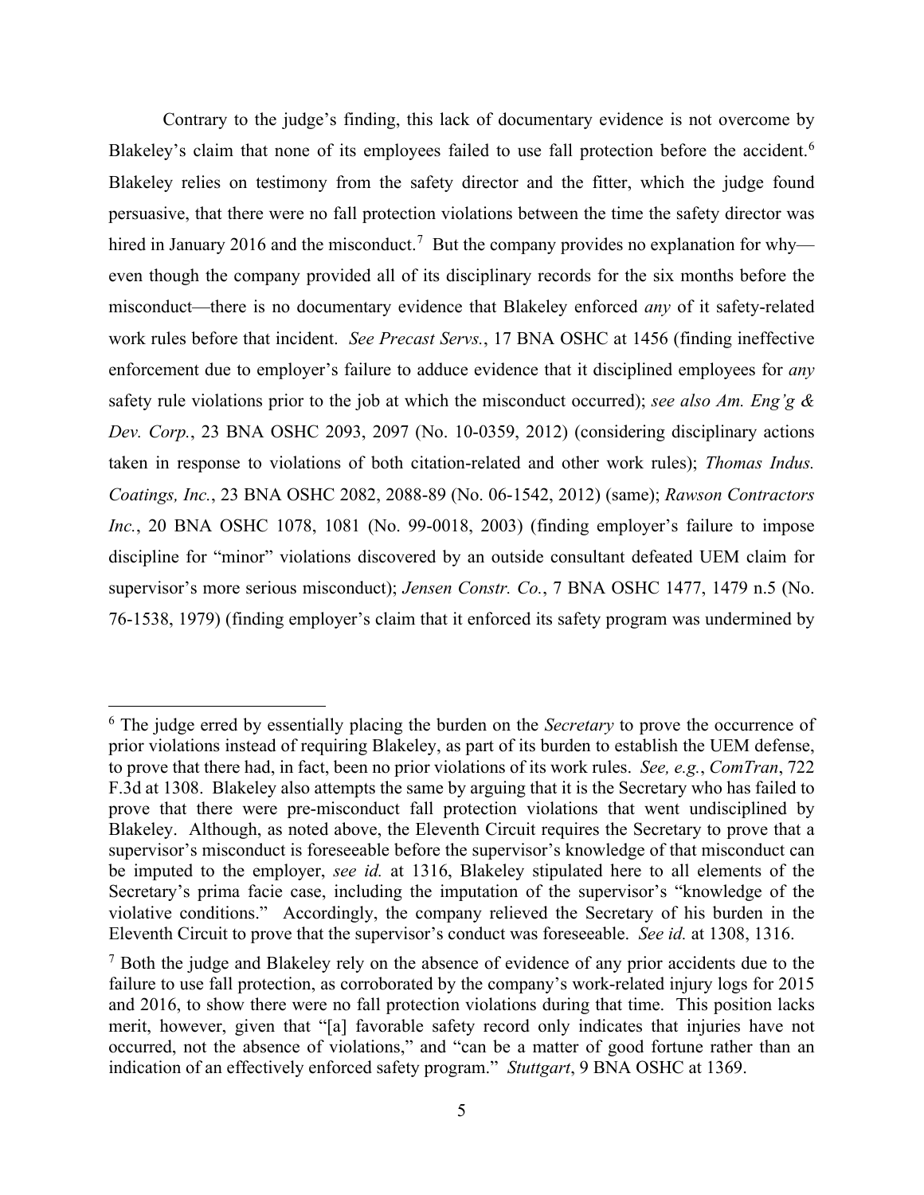Contrary to the judge's finding, this lack of documentary evidence is not overcome by Blakeley's claim that none of its employees failed to use fall protection before the accident.[6] Blakeley relies on testimony from the safety director and the fitter, which the judge found persuasive, that there were no fall protection violations between the time the safety director was hired in January 2016 and the misconduct.[7] But the company provides no explanation for why—even though the company provided all of its disciplinary records for the six months before the misconduct—there is no documentary evidence that Blakeley enforced *any* of it safety-related work rules before that incident. *See Precast Servs.*, 17 BNA OSHC at 1456 (finding ineffective enforcement due to employer's failure to adduce evidence that it disciplined employees for *any* safety rule violations prior to the job at which the misconduct occurred); *see also Am. Eng'g & Dev. Corp.*, 23 BNA OSHC 2093, 2097 (No. 10-0359, 2012) (considering disciplinary actions taken in response to violations of both citation-related and other work rules); *Thomas Indus. Coatings, Inc.*, 23 BNA OSHC 2082, 2088-89 (No. 06-1542, 2012) (same); *Rawson Contractors Inc.*, 20 BNA OSHC 1078, 1081 (No. 99-0018, 2003) (finding employer's failure to impose discipline for "minor" violations discovered by an outside consultant defeated UEM claim for supervisor's more serious misconduct); *Jensen Constr. Co.*, 7 BNA OSHC 1477, 1479 n.5 (No. 76-1538, 1979) (finding employer's claim that it enforced its safety program was undermined by

---

[6] The judge erred by essentially placing the burden on the *Secretary* to prove the occurrence of prior violations instead of requiring Blakeley, as part of its burden to establish the UEM defense, to prove that there had, in fact, been no prior violations of its work rules. *See, e.g.*, *ComTran*, 722 F.3d at 1308. Blakeley also attempts the same by arguing that it is the Secretary who has failed to prove that there were pre-misconduct fall protection violations that went undisciplined by Blakeley. Although, as noted above, the Eleventh Circuit requires the Secretary to prove that a supervisor's misconduct is foreseeable before the supervisor's knowledge of that misconduct can be imputed to the employer, *see id.* at 1316, Blakeley stipulated here to all elements of the Secretary's prima facie case, including the imputation of the supervisor's "knowledge of the violative conditions." Accordingly, the company relieved the Secretary of his burden in the Eleventh Circuit to prove that the supervisor's conduct was foreseeable. *See id.* at 1308, 1316.

[7] Both the judge and Blakeley rely on the absence of evidence of any prior accidents due to the failure to use fall protection, as corroborated by the company's work-related injury logs for 2015 and 2016, to show there were no fall protection violations during that time. This position lacks merit, however, given that "[a] favorable safety record only indicates that injuries have not occurred, not the absence of violations," and "can be a matter of good fortune rather than an indication of an effectively enforced safety program." *Stuttgart*, 9 BNA OSHC at 1369.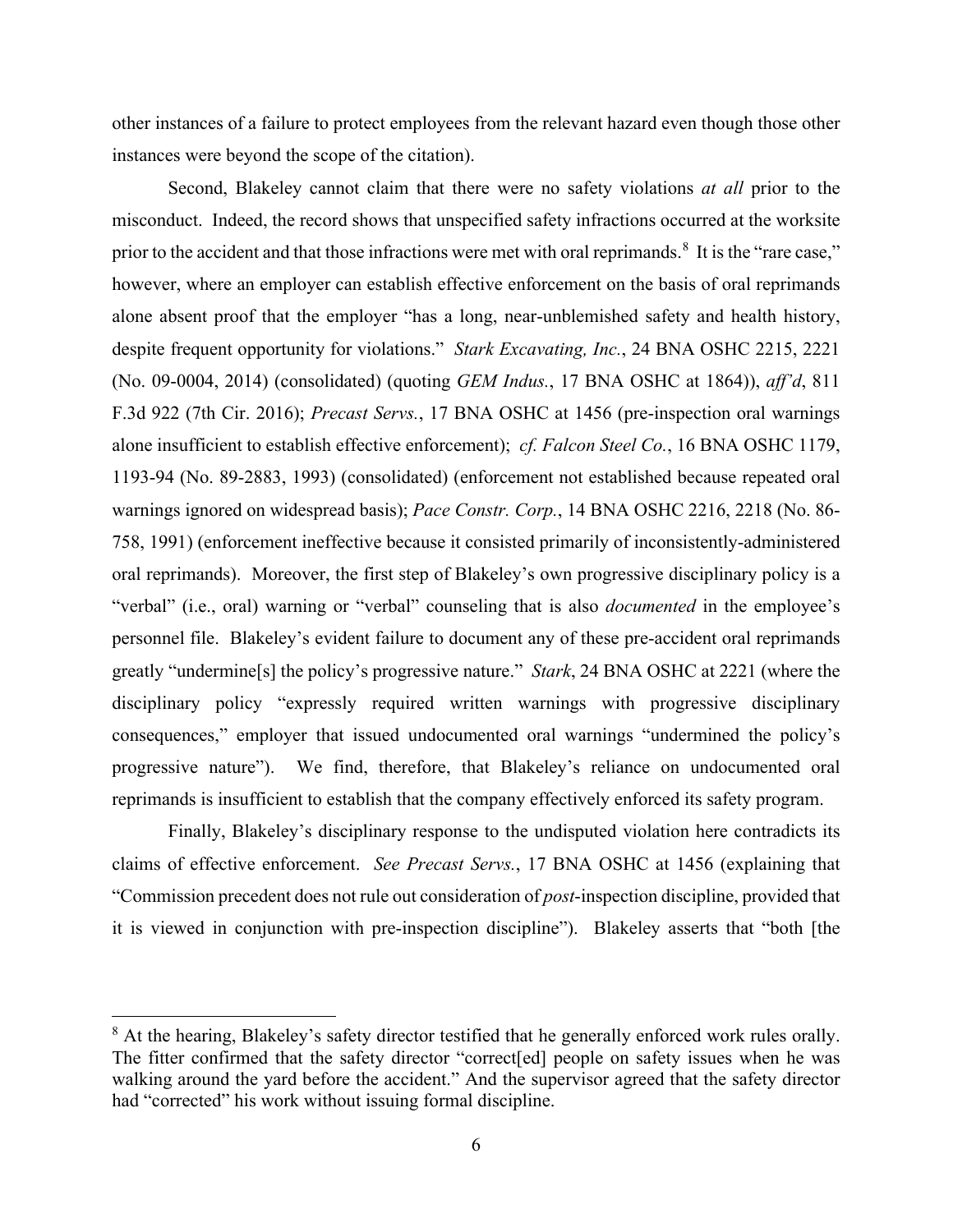other instances of a failure to protect employees from the relevant hazard even though those other instances were beyond the scope of the citation).

Second, Blakeley cannot claim that there were no safety violations *at all* prior to the misconduct. Indeed, the record shows that unspecified safety infractions occurred at the worksite prior to the accident and that those infractions were met with oral reprimands.[8] It is the "rare case," however, where an employer can establish effective enforcement on the basis of oral reprimands alone absent proof that the employer "has a long, near-unblemished safety and health history, despite frequent opportunity for violations." *Stark Excavating, Inc.*, 24 BNA OSHC 2215, 2221 (No. 09-0004, 2014) (consolidated) (quoting *GEM Indus.*, 17 BNA OSHC at 1864)), *aff'd*, 811 F.3d 922 (7th Cir. 2016); *Precast Servs.*, 17 BNA OSHC at 1456 (pre-inspection oral warnings alone insufficient to establish effective enforcement); *cf. Falcon Steel Co.*, 16 BNA OSHC 1179, 1193-94 (No. 89-2883, 1993) (consolidated) (enforcement not established because repeated oral warnings ignored on widespread basis); *Pace Constr. Corp.*, 14 BNA OSHC 2216, 2218 (No. 86-758, 1991) (enforcement ineffective because it consisted primarily of inconsistently-administered oral reprimands). Moreover, the first step of Blakeley's own progressive disciplinary policy is a "verbal" (i.e., oral) warning or "verbal" counseling that is also *documented* in the employee's personnel file. Blakeley's evident failure to document any of these pre-accident oral reprimands greatly "undermine[s] the policy's progressive nature." *Stark*, 24 BNA OSHC at 2221 (where the disciplinary policy "expressly required written warnings with progressive disciplinary consequences," employer that issued undocumented oral warnings "undermined the policy's progressive nature"). We find, therefore, that Blakeley's reliance on undocumented oral reprimands is insufficient to establish that the company effectively enforced its safety program.

Finally, Blakeley's disciplinary response to the undisputed violation here contradicts its claims of effective enforcement. *See Precast Servs.*, 17 BNA OSHC at 1456 (explaining that "Commission precedent does not rule out consideration of *post*-inspection discipline, provided that it is viewed in conjunction with pre-inspection discipline"). Blakeley asserts that "both [the

---

[8] At the hearing, Blakeley's safety director testified that he generally enforced work rules orally. The fitter confirmed that the safety director "correct[ed] people on safety issues when he was walking around the yard before the accident." And the supervisor agreed that the safety director had "corrected" his work without issuing formal discipline.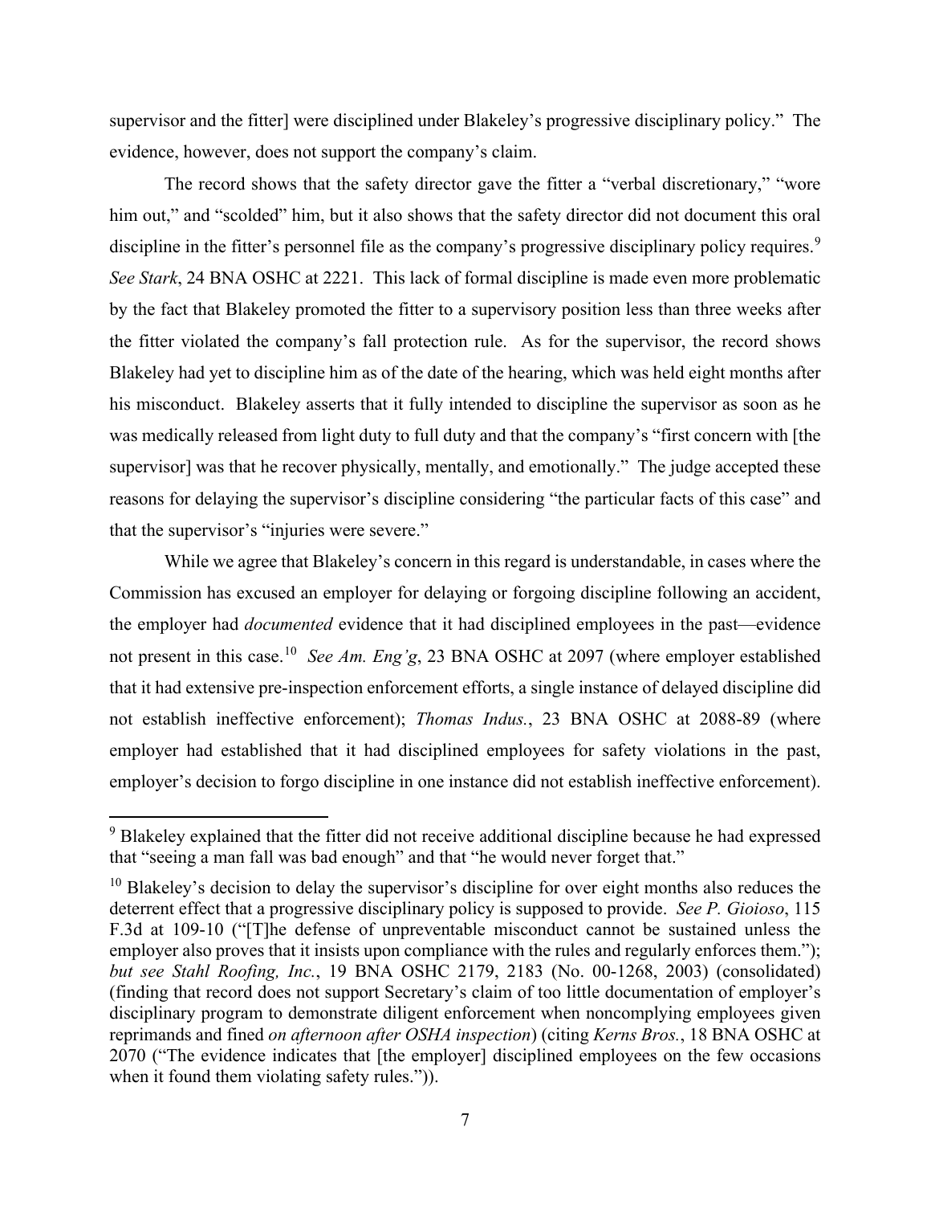supervisor and the fitter] were disciplined under Blakeley's progressive disciplinary policy." The evidence, however, does not support the company's claim.

The record shows that the safety director gave the fitter a "verbal discretionary," "wore him out," and "scolded" him, but it also shows that the safety director did not document this oral discipline in the fitter's personnel file as the company's progressive disciplinary policy requires.[9] *See Stark*, 24 BNA OSHC at 2221. This lack of formal discipline is made even more problematic by the fact that Blakeley promoted the fitter to a supervisory position less than three weeks after the fitter violated the company's fall protection rule. As for the supervisor, the record shows Blakeley had yet to discipline him as of the date of the hearing, which was held eight months after his misconduct. Blakeley asserts that it fully intended to discipline the supervisor as soon as he was medically released from light duty to full duty and that the company's "first concern with [the supervisor] was that he recover physically, mentally, and emotionally." The judge accepted these reasons for delaying the supervisor's discipline considering "the particular facts of this case" and that the supervisor's "injuries were severe."

While we agree that Blakeley's concern in this regard is understandable, in cases where the Commission has excused an employer for delaying or forgoing discipline following an accident, the employer had *documented* evidence that it had disciplined employees in the past—evidence not present in this case.[10] *See Am. Eng'g*, 23 BNA OSHC at 2097 (where employer established that it had extensive pre-inspection enforcement efforts, a single instance of delayed discipline did not establish ineffective enforcement); *Thomas Indus.*, 23 BNA OSHC at 2088-89 (where employer had established that it had disciplined employees for safety violations in the past, employer's decision to forgo discipline in one instance did not establish ineffective enforcement).

---

[9] Blakeley explained that the fitter did not receive additional discipline because he had expressed that "seeing a man fall was bad enough" and that "he would never forget that."

[10] Blakeley's decision to delay the supervisor's discipline for over eight months also reduces the deterrent effect that a progressive disciplinary policy is supposed to provide. *See P. Gioioso*, 115 F.3d at 109-10 ("[T]he defense of unpreventable misconduct cannot be sustained unless the employer also proves that it insists upon compliance with the rules and regularly enforces them."); *but see Stahl Roofing, Inc.*, 19 BNA OSHC 2179, 2183 (No. 00-1268, 2003) (consolidated) (finding that record does not support Secretary's claim of too little documentation of employer's disciplinary program to demonstrate diligent enforcement when noncomplying employees given reprimands and fined *on afternoon after OSHA inspection*) (citing *Kerns Bros.*, 18 BNA OSHC at 2070 ("The evidence indicates that [the employer] disciplined employees on the few occasions when it found them violating safety rules.")).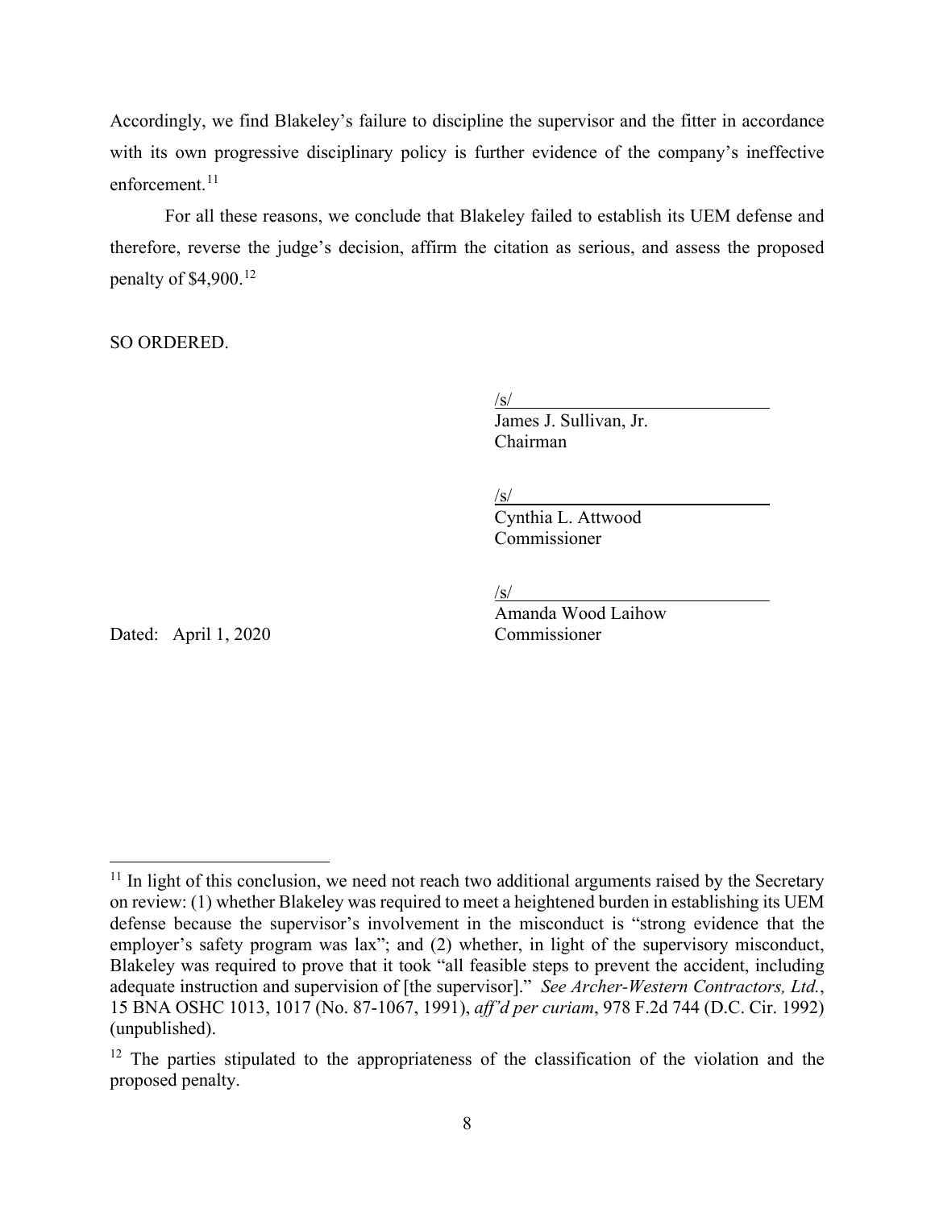Accordingly, we find Blakeley's failure to discipline the supervisor and the fitter in accordance with its own progressive disciplinary policy is further evidence of the company's ineffective enforcement.[11]

For all these reasons, we conclude that Blakeley failed to establish its UEM defense and therefore, reverse the judge's decision, affirm the citation as serious, and assess the proposed penalty of $4,900.[12]

SO ORDERED.

/s/
James J. Sullivan, Jr.
Chairman

/s/
Cynthia L. Attwood
Commissioner

/s/
Amanda Wood Laihow
Commissioner

Dated: April 1, 2020

---

[11] In light of this conclusion, we need not reach two additional arguments raised by the Secretary on review: (1) whether Blakeley was required to meet a heightened burden in establishing its UEM defense because the supervisor's involvement in the misconduct is "strong evidence that the employer's safety program was lax"; and (2) whether, in light of the supervisory misconduct, Blakeley was required to prove that it took "all feasible steps to prevent the accident, including adequate instruction and supervision of [the supervisor]." *See Archer-Western Contractors, Ltd.*, 15 BNA OSHC 1013, 1017 (No. 87-1067, 1991), *aff'd per curiam*, 978 F.2d 744 (D.C. Cir. 1992) (unpublished).

[12] The parties stipulated to the appropriateness of the classification of the violation and the proposed penalty.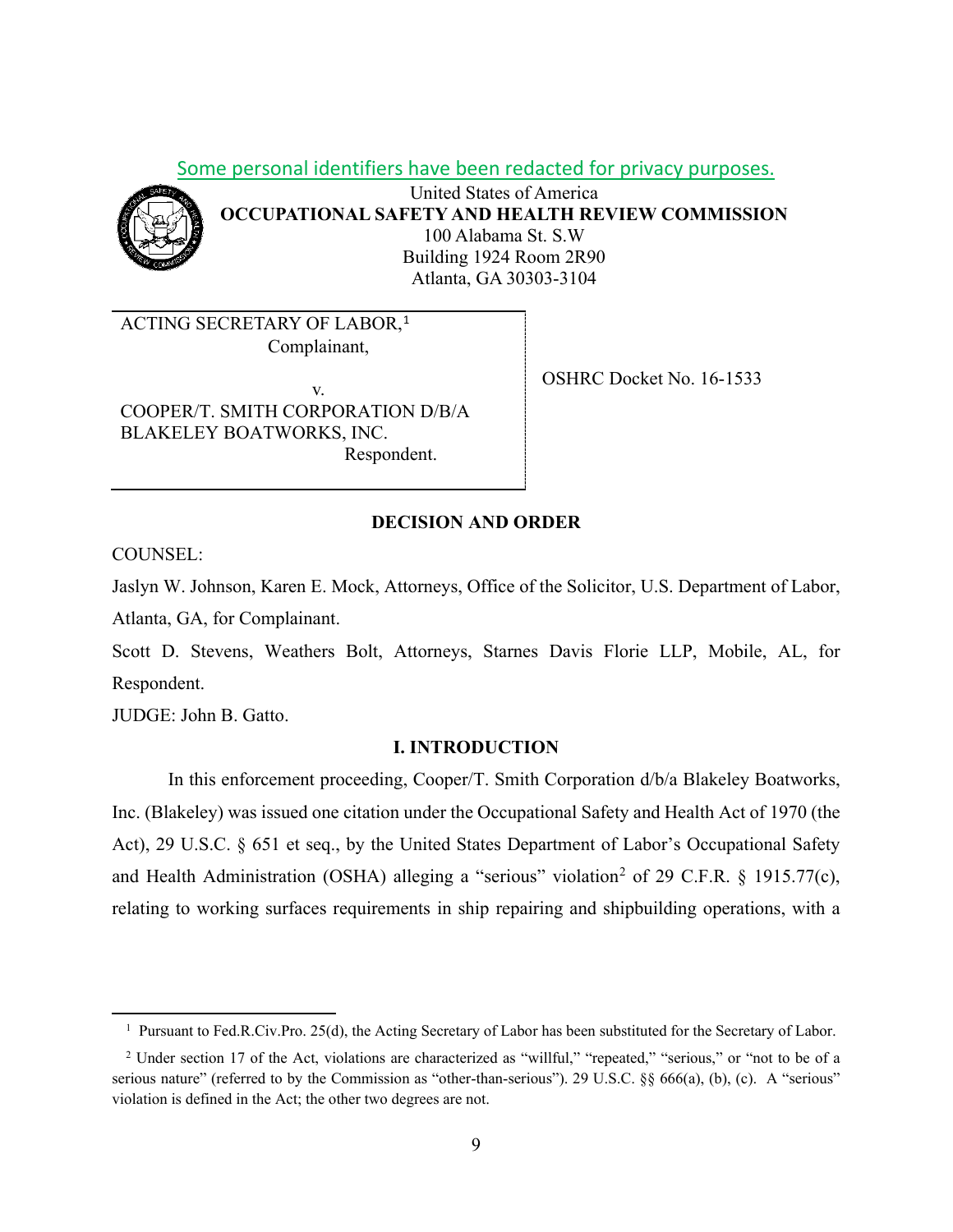Some personal identifiers have been redacted for privacy purposes.

United States of America
**OCCUPATIONAL SAFETY AND HEALTH REVIEW COMMISSION**
100 Alabama St. S.W
Building 1924 Room 2R90
Atlanta, GA 30303-3104

| | |
|---|---|
| ACTING SECRETARY OF LABOR,[1] Complainant, v. COOPER/T. SMITH CORPORATION D/B/A BLAKELEY BOATWORKS, INC. Respondent. | OSHRC Docket No. 16-1533 |

**DECISION AND ORDER**

COUNSEL:

Jaslyn W. Johnson, Karen E. Mock, Attorneys, Office of the Solicitor, U.S. Department of Labor, Atlanta, GA, for Complainant.

Scott D. Stevens, Weathers Bolt, Attorneys, Starnes Davis Florie LLP, Mobile, AL, for Respondent.

JUDGE: John B. Gatto.

## I. INTRODUCTION

In this enforcement proceeding, Cooper/T. Smith Corporation d/b/a Blakeley Boatworks, Inc. (Blakeley) was issued one citation under the Occupational Safety and Health Act of 1970 (the Act), 29 U.S.C. § 651 et seq., by the United States Department of Labor's Occupational Safety and Health Administration (OSHA) alleging a "serious" violation[2] of 29 C.F.R. § 1915.77(c), relating to working surfaces requirements in ship repairing and shipbuilding operations, with a

[1] Pursuant to Fed.R.Civ.Pro. 25(d), the Acting Secretary of Labor has been substituted for the Secretary of Labor.

[2] Under section 17 of the Act, violations are characterized as "willful," "repeated," "serious," or "not to be of a serious nature" (referred to by the Commission as "other-than-serious"). 29 U.S.C. §§ 666(a), (b), (c). A "serious" violation is defined in the Act; the other two degrees are not.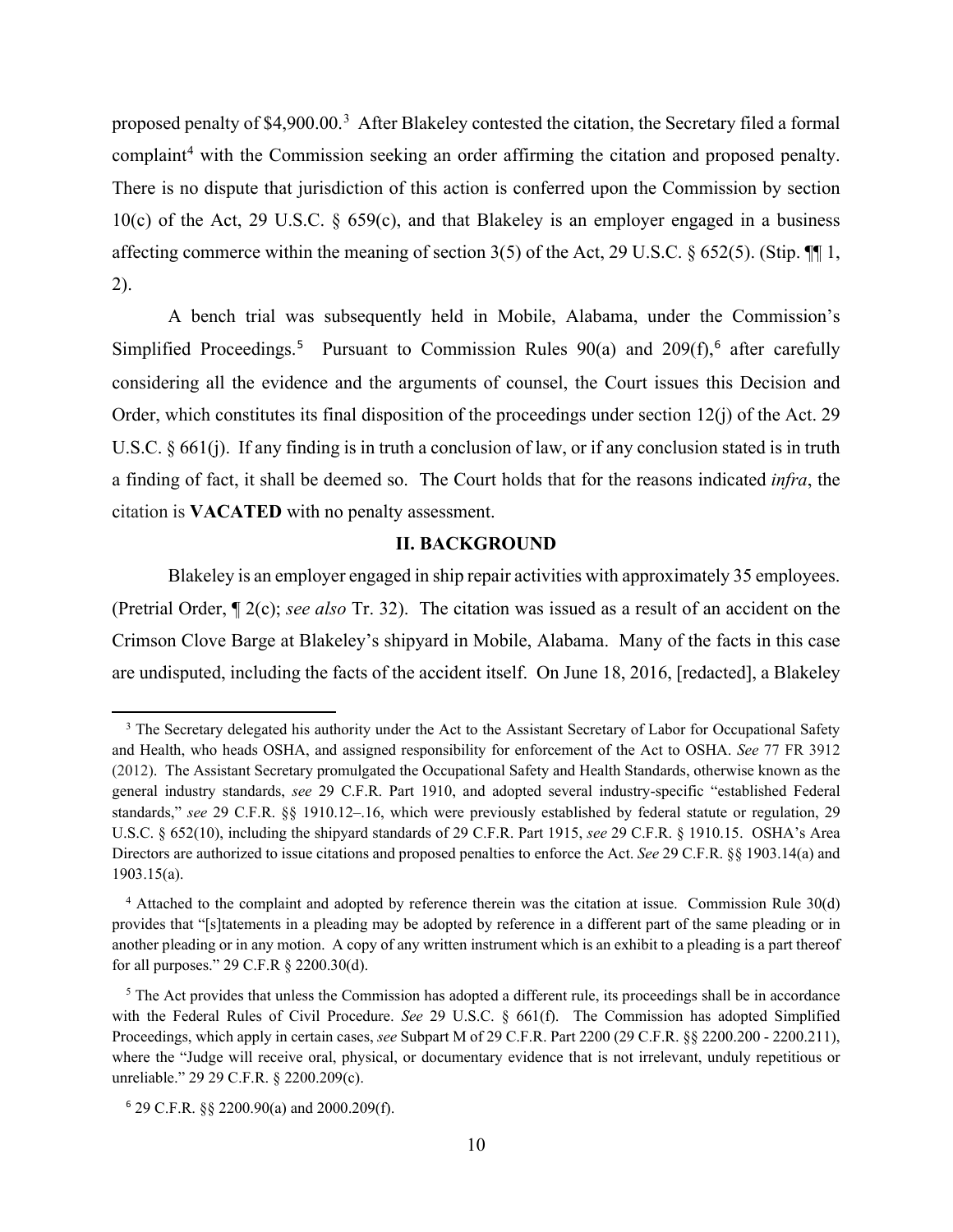proposed penalty of $4,900.00.[3] After Blakeley contested the citation, the Secretary filed a formal complaint[4] with the Commission seeking an order affirming the citation and proposed penalty. There is no dispute that jurisdiction of this action is conferred upon the Commission by section 10(c) of the Act, 29 U.S.C. § 659(c), and that Blakeley is an employer engaged in a business affecting commerce within the meaning of section 3(5) of the Act, 29 U.S.C. § 652(5). (Stip. ¶¶ 1, 2).

A bench trial was subsequently held in Mobile, Alabama, under the Commission's Simplified Proceedings.[5] Pursuant to Commission Rules 90(a) and 209(f),[6] after carefully considering all the evidence and the arguments of counsel, the Court issues this Decision and Order, which constitutes its final disposition of the proceedings under section 12(j) of the Act. 29 U.S.C. § 661(j). If any finding is in truth a conclusion of law, or if any conclusion stated is in truth a finding of fact, it shall be deemed so. The Court holds that for the reasons indicated *infra*, the citation is **VACATED** with no penalty assessment.

## II. BACKGROUND

Blakeley is an employer engaged in ship repair activities with approximately 35 employees. (Pretrial Order, ¶ 2(c); *see also* Tr. 32). The citation was issued as a result of an accident on the Crimson Clove Barge at Blakeley's shipyard in Mobile, Alabama. Many of the facts in this case are undisputed, including the facts of the accident itself. On June 18, 2016, [redacted], a Blakeley

---

[3] The Secretary delegated his authority under the Act to the Assistant Secretary of Labor for Occupational Safety and Health, who heads OSHA, and assigned responsibility for enforcement of the Act to OSHA. *See* 77 FR 3912 (2012). The Assistant Secretary promulgated the Occupational Safety and Health Standards, otherwise known as the general industry standards, *see* 29 C.F.R. Part 1910, and adopted several industry-specific "established Federal standards," *see* 29 C.F.R. §§ 1910.12–.16, which were previously established by federal statute or regulation, 29 U.S.C. § 652(10), including the shipyard standards of 29 C.F.R. Part 1915, *see* 29 C.F.R. § 1910.15. OSHA's Area Directors are authorized to issue citations and proposed penalties to enforce the Act. *See* 29 C.F.R. §§ 1903.14(a) and 1903.15(a).

[4] Attached to the complaint and adopted by reference therein was the citation at issue. Commission Rule 30(d) provides that "[s]tatements in a pleading may be adopted by reference in a different part of the same pleading or in another pleading or in any motion. A copy of any written instrument which is an exhibit to a pleading is a part thereof for all purposes." 29 C.F.R § 2200.30(d).

[5] The Act provides that unless the Commission has adopted a different rule, its proceedings shall be in accordance with the Federal Rules of Civil Procedure. *See* 29 U.S.C. § 661(f). The Commission has adopted Simplified Proceedings, which apply in certain cases, *see* Subpart M of 29 C.F.R. Part 2200 (29 C.F.R. §§ 2200.200 - 2200.211), where the "Judge will receive oral, physical, or documentary evidence that is not irrelevant, unduly repetitious or unreliable." 29 29 C.F.R. § 2200.209(c).

[6] 29 C.F.R. §§ 2200.90(a) and 2000.209(f).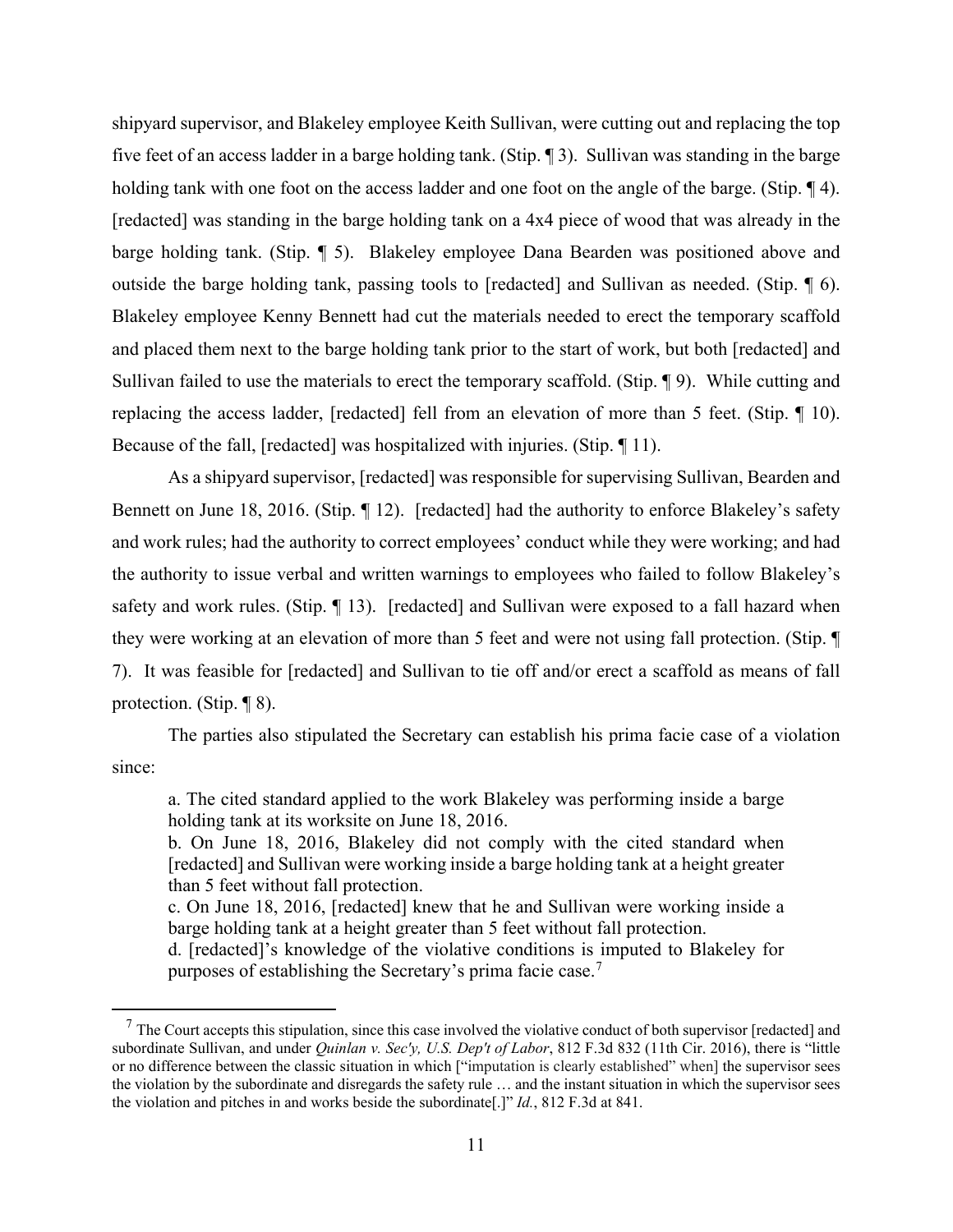shipyard supervisor, and Blakeley employee Keith Sullivan, were cutting out and replacing the top five feet of an access ladder in a barge holding tank. (Stip. ¶ 3). Sullivan was standing in the barge holding tank with one foot on the access ladder and one foot on the angle of the barge. (Stip. ¶ 4). [redacted] was standing in the barge holding tank on a 4x4 piece of wood that was already in the barge holding tank. (Stip. ¶ 5). Blakeley employee Dana Bearden was positioned above and outside the barge holding tank, passing tools to [redacted] and Sullivan as needed. (Stip. ¶ 6). Blakeley employee Kenny Bennett had cut the materials needed to erect the temporary scaffold and placed them next to the barge holding tank prior to the start of work, but both [redacted] and Sullivan failed to use the materials to erect the temporary scaffold. (Stip. ¶ 9). While cutting and replacing the access ladder, [redacted] fell from an elevation of more than 5 feet. (Stip. ¶ 10). Because of the fall, [redacted] was hospitalized with injuries. (Stip. ¶ 11).

As a shipyard supervisor, [redacted] was responsible for supervising Sullivan, Bearden and Bennett on June 18, 2016. (Stip. ¶ 12). [redacted] had the authority to enforce Blakeley's safety and work rules; had the authority to correct employees' conduct while they were working; and had the authority to issue verbal and written warnings to employees who failed to follow Blakeley's safety and work rules. (Stip. ¶ 13). [redacted] and Sullivan were exposed to a fall hazard when they were working at an elevation of more than 5 feet and were not using fall protection. (Stip. ¶ 7). It was feasible for [redacted] and Sullivan to tie off and/or erect a scaffold as means of fall protection. (Stip. ¶ 8).

The parties also stipulated the Secretary can establish his prima facie case of a violation since:

> a. The cited standard applied to the work Blakeley was performing inside a barge holding tank at its worksite on June 18, 2016.
>
> b. On June 18, 2016, Blakeley did not comply with the cited standard when [redacted] and Sullivan were working inside a barge holding tank at a height greater than 5 feet without fall protection.
>
> c. On June 18, 2016, [redacted] knew that he and Sullivan were working inside a barge holding tank at a height greater than 5 feet without fall protection.
>
> d. [redacted]'s knowledge of the violative conditions is imputed to Blakeley for purposes of establishing the Secretary's prima facie case.[7]

[7] The Court accepts this stipulation, since this case involved the violative conduct of both supervisor [redacted] and subordinate Sullivan, and under *Quinlan v. Sec'y, U.S. Dep't of Labor*, 812 F.3d 832 (11th Cir. 2016), there is "little or no difference between the classic situation in which ["imputation is clearly established" when] the supervisor sees the violation by the subordinate and disregards the safety rule … and the instant situation in which the supervisor sees the violation and pitches in and works beside the subordinate[.]" *Id.*, 812 F.3d at 841.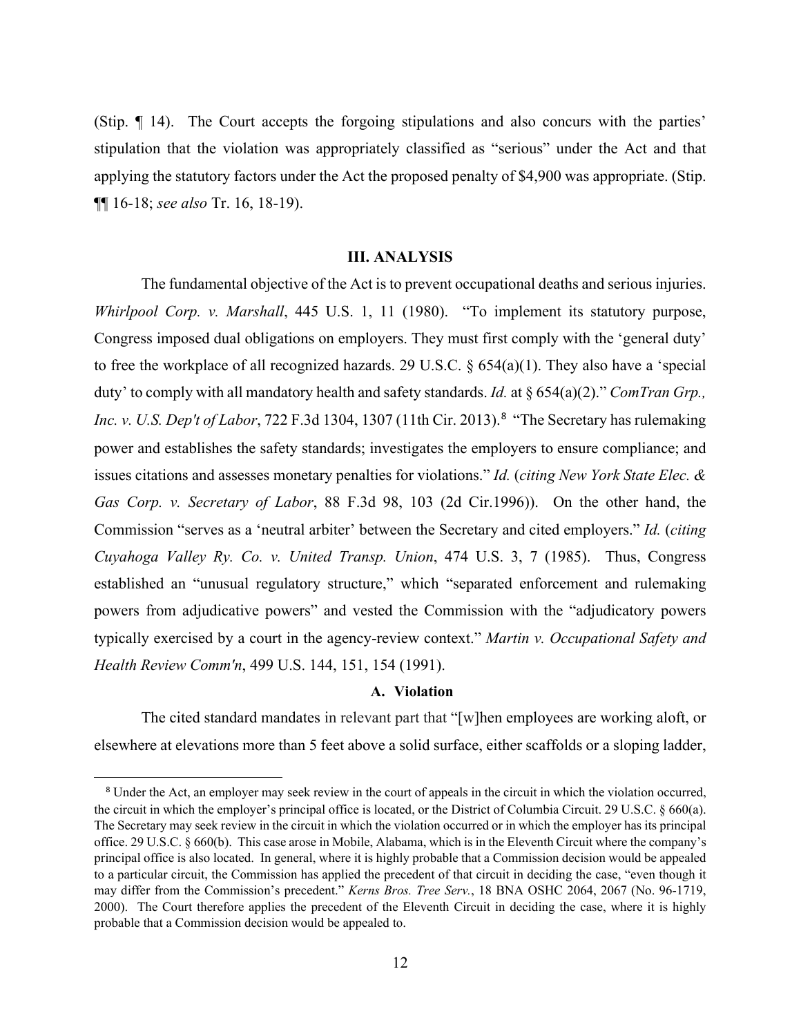(Stip. ¶ 14). The Court accepts the forgoing stipulations and also concurs with the parties' stipulation that the violation was appropriately classified as "serious" under the Act and that applying the statutory factors under the Act the proposed penalty of $4,900 was appropriate. (Stip. ¶¶ 16-18; *see also* Tr. 16, 18-19).

## III. ANALYSIS

The fundamental objective of the Act is to prevent occupational deaths and serious injuries. *Whirlpool Corp. v. Marshall*, 445 U.S. 1, 11 (1980). "To implement its statutory purpose, Congress imposed dual obligations on employers. They must first comply with the 'general duty' to free the workplace of all recognized hazards. 29 U.S.C. § 654(a)(1). They also have a 'special duty' to comply with all mandatory health and safety standards. *Id.* at § 654(a)(2)." *ComTran Grp., Inc. v. U.S. Dep't of Labor*, 722 F.3d 1304, 1307 (11th Cir. 2013).[8] "The Secretary has rulemaking power and establishes the safety standards; investigates the employers to ensure compliance; and issues citations and assesses monetary penalties for violations." *Id.* (*citing New York State Elec. & Gas Corp. v. Secretary of Labor*, 88 F.3d 98, 103 (2d Cir.1996)). On the other hand, the Commission "serves as a 'neutral arbiter' between the Secretary and cited employers." *Id.* (*citing Cuyahoga Valley Ry. Co. v. United Transp. Union*, 474 U.S. 3, 7 (1985). Thus, Congress established an "unusual regulatory structure," which "separated enforcement and rulemaking powers from adjudicative powers" and vested the Commission with the "adjudicatory powers typically exercised by a court in the agency-review context." *Martin v. Occupational Safety and Health Review Comm'n*, 499 U.S. 144, 151, 154 (1991).

### A. Violation

The cited standard mandates in relevant part that "[w]hen employees are working aloft, or elsewhere at elevations more than 5 feet above a solid surface, either scaffolds or a sloping ladder,

---

[8] Under the Act, an employer may seek review in the court of appeals in the circuit in which the violation occurred, the circuit in which the employer's principal office is located, or the District of Columbia Circuit. 29 U.S.C. § 660(a). The Secretary may seek review in the circuit in which the violation occurred or in which the employer has its principal office. 29 U.S.C. § 660(b). This case arose in Mobile, Alabama, which is in the Eleventh Circuit where the company's principal office is also located. In general, where it is highly probable that a Commission decision would be appealed to a particular circuit, the Commission has applied the precedent of that circuit in deciding the case, "even though it may differ from the Commission's precedent." *Kerns Bros. Tree Serv.*, 18 BNA OSHC 2064, 2067 (No. 96-1719, 2000). The Court therefore applies the precedent of the Eleventh Circuit in deciding the case, where it is highly probable that a Commission decision would be appealed to.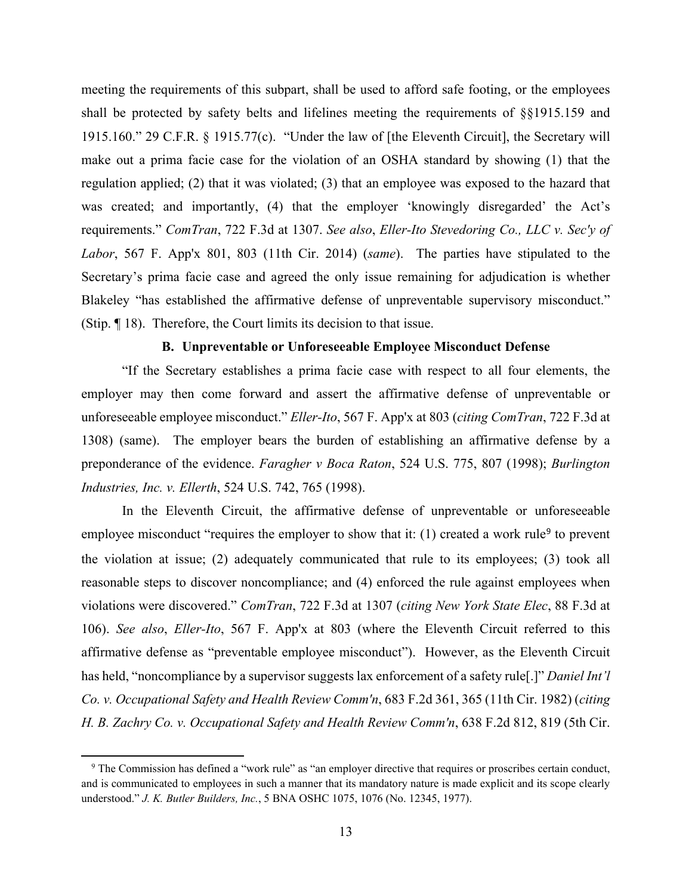meeting the requirements of this subpart, shall be used to afford safe footing, or the employees shall be protected by safety belts and lifelines meeting the requirements of §§1915.159 and 1915.160." 29 C.F.R. § 1915.77(c). "Under the law of [the Eleventh Circuit], the Secretary will make out a prima facie case for the violation of an OSHA standard by showing (1) that the regulation applied; (2) that it was violated; (3) that an employee was exposed to the hazard that was created; and importantly, (4) that the employer 'knowingly disregarded' the Act's requirements." *ComTran*, 722 F.3d at 1307. *See also*, *Eller-Ito Stevedoring Co., LLC v. Sec'y of Labor*, 567 F. App'x 801, 803 (11th Cir. 2014) (*same*). The parties have stipulated to the Secretary's prima facie case and agreed the only issue remaining for adjudication is whether Blakeley "has established the affirmative defense of unpreventable supervisory misconduct." (Stip. ¶ 18). Therefore, the Court limits its decision to that issue.

### B. Unpreventable or Unforeseeable Employee Misconduct Defense

"If the Secretary establishes a prima facie case with respect to all four elements, the employer may then come forward and assert the affirmative defense of unpreventable or unforeseeable employee misconduct." *Eller-Ito*, 567 F. App'x at 803 (*citing ComTran*, 722 F.3d at 1308) (same). The employer bears the burden of establishing an affirmative defense by a preponderance of the evidence. *Faragher v Boca Raton*, 524 U.S. 775, 807 (1998); *Burlington Industries, Inc. v. Ellerth*, 524 U.S. 742, 765 (1998).

In the Eleventh Circuit, the affirmative defense of unpreventable or unforeseeable employee misconduct "requires the employer to show that it: (1) created a work rule[9] to prevent the violation at issue; (2) adequately communicated that rule to its employees; (3) took all reasonable steps to discover noncompliance; and (4) enforced the rule against employees when violations were discovered." *ComTran*, 722 F.3d at 1307 (*citing New York State Elec*, 88 F.3d at 106). *See also*, *Eller-Ito*, 567 F. App'x at 803 (where the Eleventh Circuit referred to this affirmative defense as "preventable employee misconduct"). However, as the Eleventh Circuit has held, "noncompliance by a supervisor suggests lax enforcement of a safety rule[.]" *Daniel Int'l Co. v. Occupational Safety and Health Review Comm'n*, 683 F.2d 361, 365 (11th Cir. 1982) (*citing H. B. Zachry Co. v. Occupational Safety and Health Review Comm'n*, 638 F.2d 812, 819 (5th Cir.

[9] The Commission has defined a "work rule" as "an employer directive that requires or proscribes certain conduct, and is communicated to employees in such a manner that its mandatory nature is made explicit and its scope clearly understood." *J. K. Butler Builders, Inc.*, 5 BNA OSHC 1075, 1076 (No. 12345, 1977).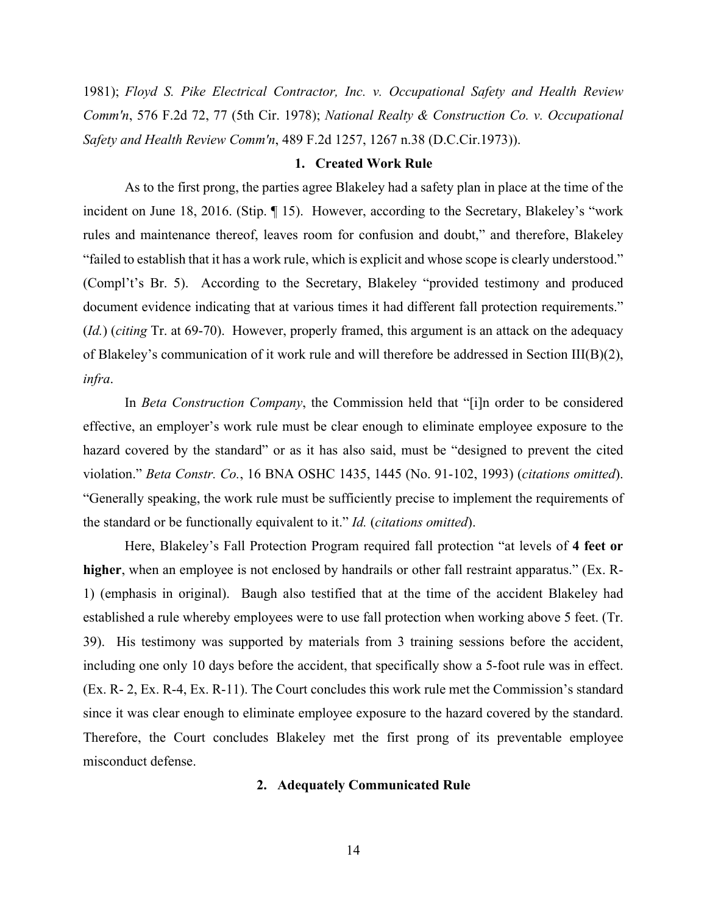1981); *Floyd S. Pike Electrical Contractor, Inc. v. Occupational Safety and Health Review Comm'n*, 576 F.2d 72, 77 (5th Cir. 1978); *National Realty & Construction Co. v. Occupational Safety and Health Review Comm'n*, 489 F.2d 1257, 1267 n.38 (D.C.Cir.1973)).

### 1. Created Work Rule

As to the first prong, the parties agree Blakeley had a safety plan in place at the time of the incident on June 18, 2016. (Stip. ¶ 15). However, according to the Secretary, Blakeley's "work rules and maintenance thereof, leaves room for confusion and doubt," and therefore, Blakeley "failed to establish that it has a work rule, which is explicit and whose scope is clearly understood." (Compl't's Br. 5). According to the Secretary, Blakeley "provided testimony and produced document evidence indicating that at various times it had different fall protection requirements." (*Id.*) (*citing* Tr. at 69-70). However, properly framed, this argument is an attack on the adequacy of Blakeley's communication of it work rule and will therefore be addressed in Section III(B)(2), *infra*.

In *Beta Construction Company*, the Commission held that "[i]n order to be considered effective, an employer's work rule must be clear enough to eliminate employee exposure to the hazard covered by the standard" or as it has also said, must be "designed to prevent the cited violation." *Beta Constr. Co.*, 16 BNA OSHC 1435, 1445 (No. 91-102, 1993) (*citations omitted*). "Generally speaking, the work rule must be sufficiently precise to implement the requirements of the standard or be functionally equivalent to it." *Id.* (*citations omitted*).

Here, Blakeley's Fall Protection Program required fall protection "at levels of **4 feet or higher**, when an employee is not enclosed by handrails or other fall restraint apparatus." (Ex. R-1) (emphasis in original). Baugh also testified that at the time of the accident Blakeley had established a rule whereby employees were to use fall protection when working above 5 feet. (Tr. 39). His testimony was supported by materials from 3 training sessions before the accident, including one only 10 days before the accident, that specifically show a 5-foot rule was in effect. (Ex. R- 2, Ex. R-4, Ex. R-11). The Court concludes this work rule met the Commission's standard since it was clear enough to eliminate employee exposure to the hazard covered by the standard. Therefore, the Court concludes Blakeley met the first prong of its preventable employee misconduct defense.

### 2. Adequately Communicated Rule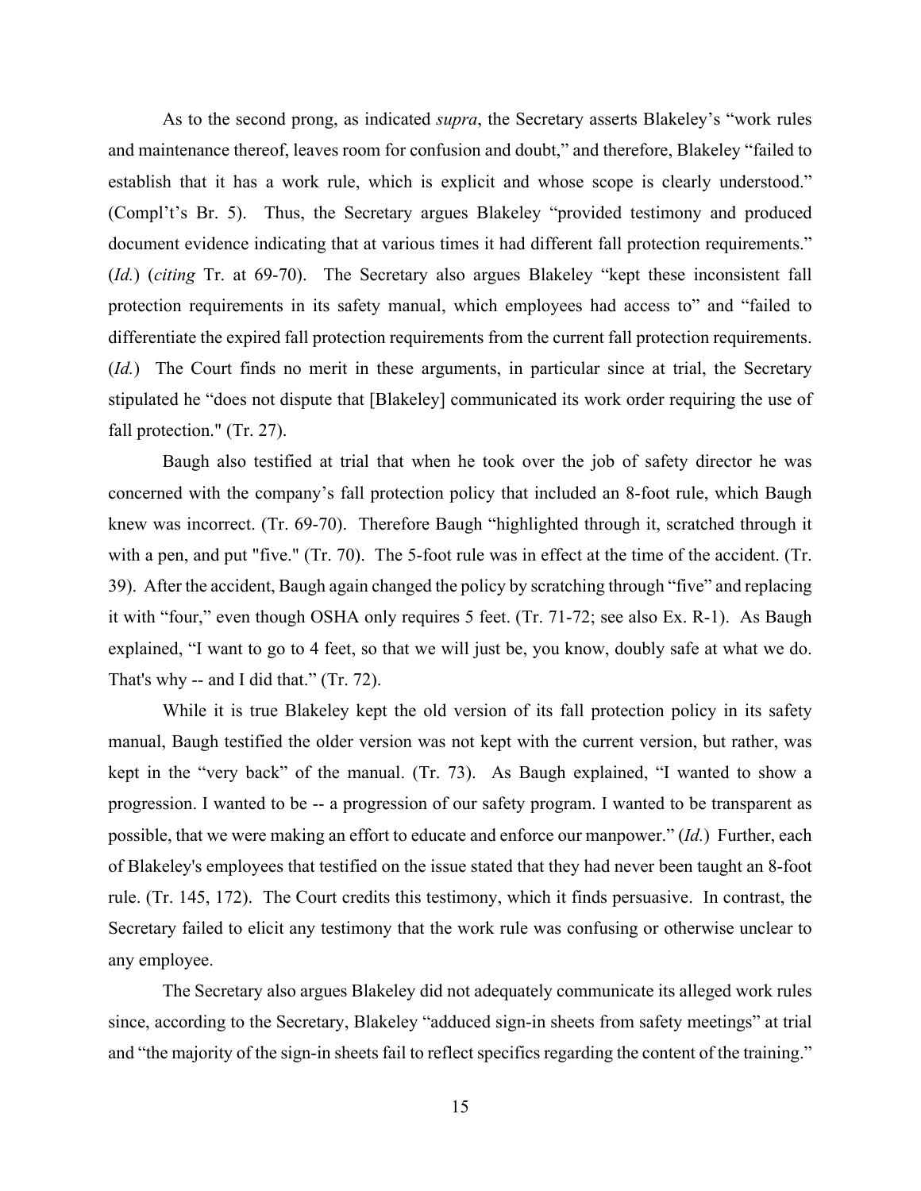As to the second prong, as indicated *supra*, the Secretary asserts Blakeley's "work rules and maintenance thereof, leaves room for confusion and doubt," and therefore, Blakeley "failed to establish that it has a work rule, which is explicit and whose scope is clearly understood." (Compl't's Br. 5). Thus, the Secretary argues Blakeley "provided testimony and produced document evidence indicating that at various times it had different fall protection requirements." (*Id.*) (*citing* Tr. at 69-70). The Secretary also argues Blakeley "kept these inconsistent fall protection requirements in its safety manual, which employees had access to" and "failed to differentiate the expired fall protection requirements from the current fall protection requirements. (*Id.*) The Court finds no merit in these arguments, in particular since at trial, the Secretary stipulated he "does not dispute that [Blakeley] communicated its work order requiring the use of fall protection." (Tr. 27).

Baugh also testified at trial that when he took over the job of safety director he was concerned with the company's fall protection policy that included an 8-foot rule, which Baugh knew was incorrect. (Tr. 69-70). Therefore Baugh "highlighted through it, scratched through it with a pen, and put "five." (Tr. 70). The 5-foot rule was in effect at the time of the accident. (Tr. 39). After the accident, Baugh again changed the policy by scratching through "five" and replacing it with "four," even though OSHA only requires 5 feet. (Tr. 71-72; see also Ex. R-1). As Baugh explained, "I want to go to 4 feet, so that we will just be, you know, doubly safe at what we do. That's why -- and I did that." (Tr. 72).

While it is true Blakeley kept the old version of its fall protection policy in its safety manual, Baugh testified the older version was not kept with the current version, but rather, was kept in the "very back" of the manual. (Tr. 73). As Baugh explained, "I wanted to show a progression. I wanted to be -- a progression of our safety program. I wanted to be transparent as possible, that we were making an effort to educate and enforce our manpower." (*Id.*) Further, each of Blakeley's employees that testified on the issue stated that they had never been taught an 8-foot rule. (Tr. 145, 172). The Court credits this testimony, which it finds persuasive. In contrast, the Secretary failed to elicit any testimony that the work rule was confusing or otherwise unclear to any employee.

The Secretary also argues Blakeley did not adequately communicate its alleged work rules since, according to the Secretary, Blakeley "adduced sign-in sheets from safety meetings" at trial and "the majority of the sign-in sheets fail to reflect specifics regarding the content of the training."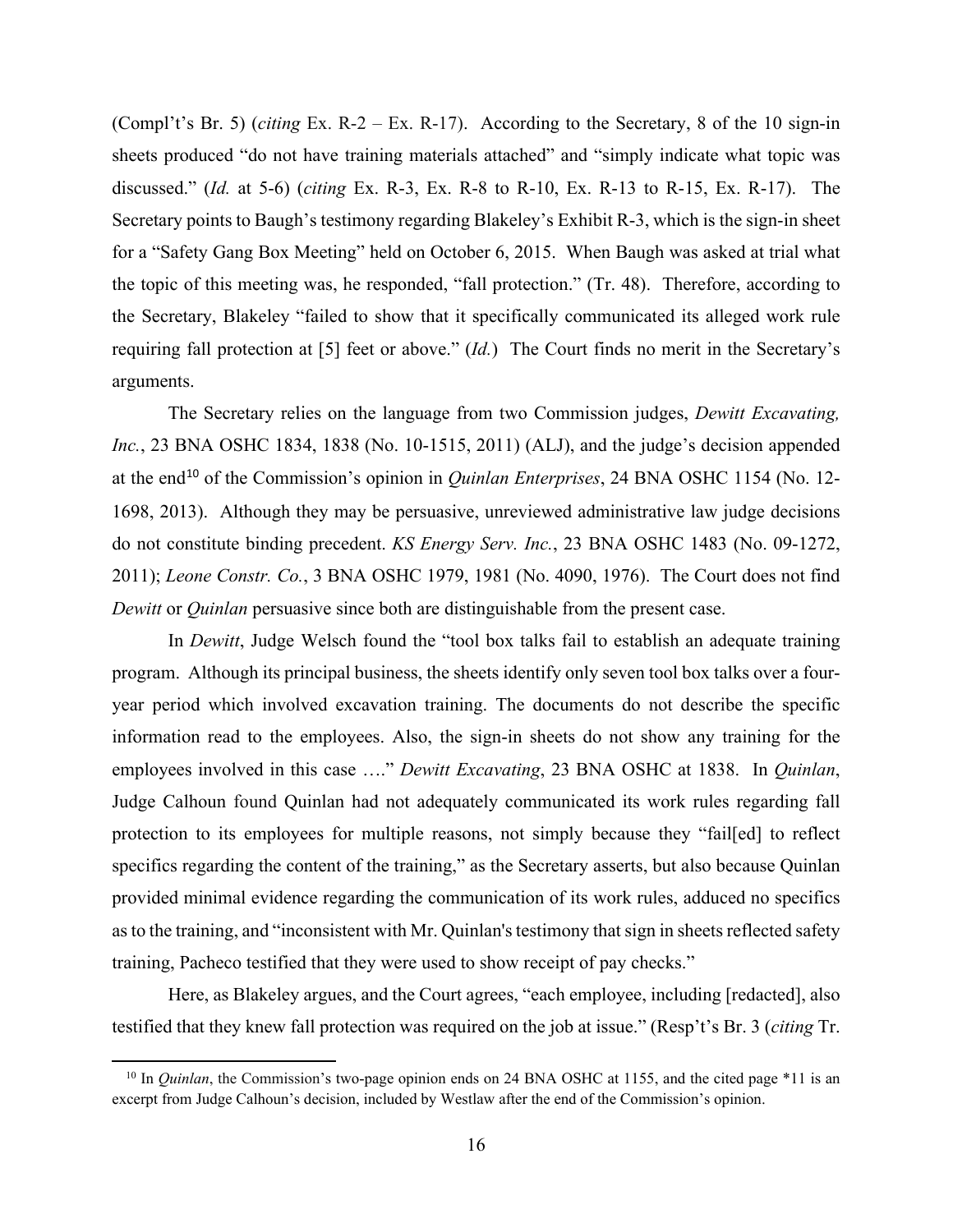(Compl't's Br. 5) (*citing* Ex. R-2 – Ex. R-17). According to the Secretary, 8 of the 10 sign-in sheets produced "do not have training materials attached" and "simply indicate what topic was discussed." (*Id.* at 5-6) (*citing* Ex. R-3, Ex. R-8 to R-10, Ex. R-13 to R-15, Ex. R-17). The Secretary points to Baugh's testimony regarding Blakeley's Exhibit R-3, which is the sign-in sheet for a "Safety Gang Box Meeting" held on October 6, 2015. When Baugh was asked at trial what the topic of this meeting was, he responded, "fall protection." (Tr. 48). Therefore, according to the Secretary, Blakeley "failed to show that it specifically communicated its alleged work rule requiring fall protection at [5] feet or above." (*Id.*) The Court finds no merit in the Secretary's arguments.

The Secretary relies on the language from two Commission judges, *Dewitt Excavating, Inc.*, 23 BNA OSHC 1834, 1838 (No. 10-1515, 2011) (ALJ), and the judge's decision appended at the end[10] of the Commission's opinion in *Quinlan Enterprises*, 24 BNA OSHC 1154 (No. 12-1698, 2013). Although they may be persuasive, unreviewed administrative law judge decisions do not constitute binding precedent. *KS Energy Serv. Inc.*, 23 BNA OSHC 1483 (No. 09-1272, 2011); *Leone Constr. Co.*, 3 BNA OSHC 1979, 1981 (No. 4090, 1976). The Court does not find *Dewitt* or *Quinlan* persuasive since both are distinguishable from the present case.

In *Dewitt*, Judge Welsch found the "tool box talks fail to establish an adequate training program. Although its principal business, the sheets identify only seven tool box talks over a four-year period which involved excavation training. The documents do not describe the specific information read to the employees. Also, the sign-in sheets do not show any training for the employees involved in this case …." *Dewitt Excavating*, 23 BNA OSHC at 1838. In *Quinlan*, Judge Calhoun found Quinlan had not adequately communicated its work rules regarding fall protection to its employees for multiple reasons, not simply because they "fail[ed] to reflect specifics regarding the content of the training," as the Secretary asserts, but also because Quinlan provided minimal evidence regarding the communication of its work rules, adduced no specifics as to the training, and "inconsistent with Mr. Quinlan's testimony that sign in sheets reflected safety training, Pacheco testified that they were used to show receipt of pay checks."

Here, as Blakeley argues, and the Court agrees, "each employee, including [redacted], also testified that they knew fall protection was required on the job at issue." (Resp't's Br. 3 (*citing* Tr.

---

[10] In *Quinlan*, the Commission's two-page opinion ends on 24 BNA OSHC at 1155, and the cited page *11 is an excerpt from Judge Calhoun's decision, included by Westlaw after the end of the Commission's opinion.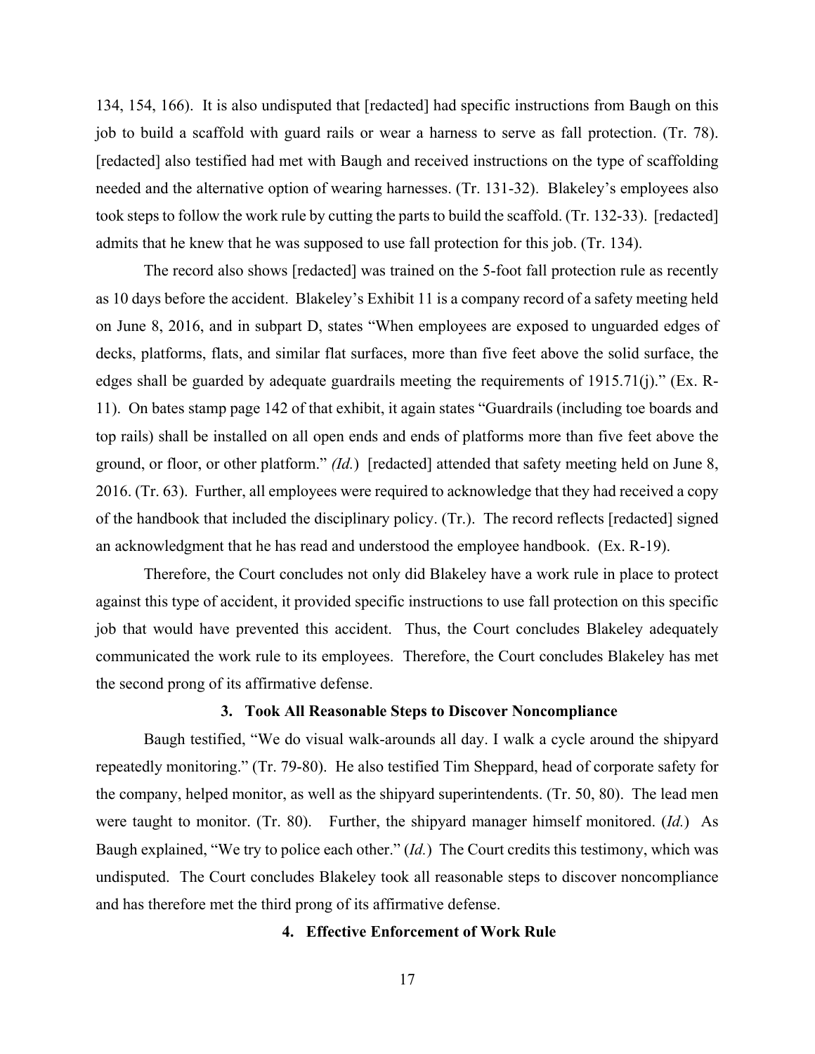134, 154, 166). It is also undisputed that [redacted] had specific instructions from Baugh on this job to build a scaffold with guard rails or wear a harness to serve as fall protection. (Tr. 78). [redacted] also testified had met with Baugh and received instructions on the type of scaffolding needed and the alternative option of wearing harnesses. (Tr. 131-32). Blakeley's employees also took steps to follow the work rule by cutting the parts to build the scaffold. (Tr. 132-33). [redacted] admits that he knew that he was supposed to use fall protection for this job. (Tr. 134).

The record also shows [redacted] was trained on the 5-foot fall protection rule as recently as 10 days before the accident. Blakeley's Exhibit 11 is a company record of a safety meeting held on June 8, 2016, and in subpart D, states "When employees are exposed to unguarded edges of decks, platforms, flats, and similar flat surfaces, more than five feet above the solid surface, the edges shall be guarded by adequate guardrails meeting the requirements of 1915.71(j)." (Ex. R-11). On bates stamp page 142 of that exhibit, it again states "Guardrails (including toe boards and top rails) shall be installed on all open ends and ends of platforms more than five feet above the ground, or floor, or other platform." *(Id.)* [redacted] attended that safety meeting held on June 8, 2016. (Tr. 63). Further, all employees were required to acknowledge that they had received a copy of the handbook that included the disciplinary policy. (Tr.). The record reflects [redacted] signed an acknowledgment that he has read and understood the employee handbook. (Ex. R-19).

Therefore, the Court concludes not only did Blakeley have a work rule in place to protect against this type of accident, it provided specific instructions to use fall protection on this specific job that would have prevented this accident. Thus, the Court concludes Blakeley adequately communicated the work rule to its employees. Therefore, the Court concludes Blakeley has met the second prong of its affirmative defense.

**3. Took All Reasonable Steps to Discover Noncompliance**

Baugh testified, "We do visual walk-arounds all day. I walk a cycle around the shipyard repeatedly monitoring." (Tr. 79-80). He also testified Tim Sheppard, head of corporate safety for the company, helped monitor, as well as the shipyard superintendents. (Tr. 50, 80). The lead men were taught to monitor. (Tr. 80). Further, the shipyard manager himself monitored. (*Id.*) As Baugh explained, "We try to police each other." (*Id.*) The Court credits this testimony, which was undisputed. The Court concludes Blakeley took all reasonable steps to discover noncompliance and has therefore met the third prong of its affirmative defense.

**4. Effective Enforcement of Work Rule**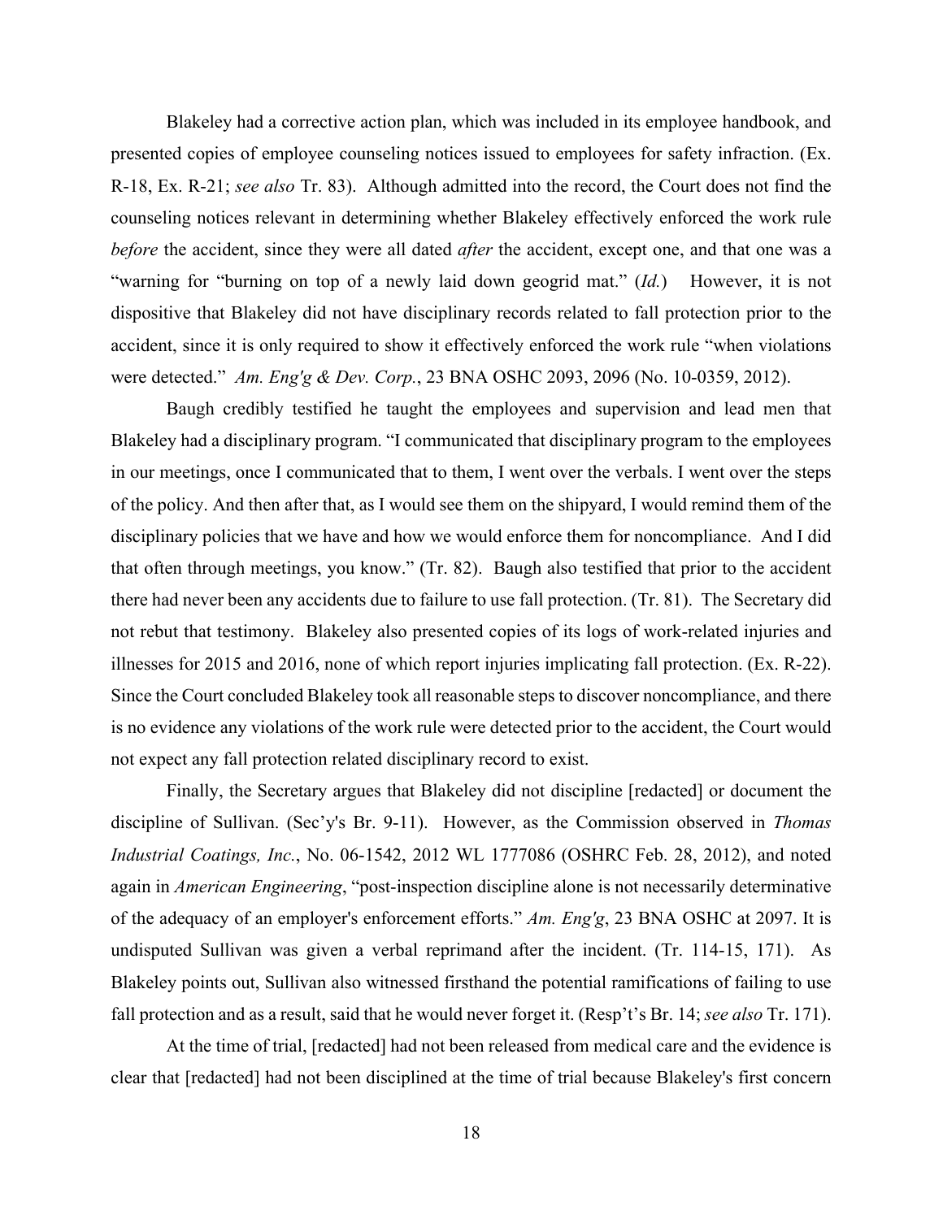Blakeley had a corrective action plan, which was included in its employee handbook, and presented copies of employee counseling notices issued to employees for safety infraction. (Ex. R-18, Ex. R-21; *see also* Tr. 83). Although admitted into the record, the Court does not find the counseling notices relevant in determining whether Blakeley effectively enforced the work rule *before* the accident, since they were all dated *after* the accident, except one, and that one was a "warning for "burning on top of a newly laid down geogrid mat." (*Id.*) However, it is not dispositive that Blakeley did not have disciplinary records related to fall protection prior to the accident, since it is only required to show it effectively enforced the work rule "when violations were detected." *Am. Eng'g & Dev. Corp.*, 23 BNA OSHC 2093, 2096 (No. 10-0359, 2012).

Baugh credibly testified he taught the employees and supervision and lead men that Blakeley had a disciplinary program. "I communicated that disciplinary program to the employees in our meetings, once I communicated that to them, I went over the verbals. I went over the steps of the policy. And then after that, as I would see them on the shipyard, I would remind them of the disciplinary policies that we have and how we would enforce them for noncompliance. And I did that often through meetings, you know." (Tr. 82). Baugh also testified that prior to the accident there had never been any accidents due to failure to use fall protection. (Tr. 81). The Secretary did not rebut that testimony. Blakeley also presented copies of its logs of work-related injuries and illnesses for 2015 and 2016, none of which report injuries implicating fall protection. (Ex. R-22). Since the Court concluded Blakeley took all reasonable steps to discover noncompliance, and there is no evidence any violations of the work rule were detected prior to the accident, the Court would not expect any fall protection related disciplinary record to exist.

Finally, the Secretary argues that Blakeley did not discipline [redacted] or document the discipline of Sullivan. (Sec'y's Br. 9-11). However, as the Commission observed in *Thomas Industrial Coatings, Inc.*, No. 06-1542, 2012 WL 1777086 (OSHRC Feb. 28, 2012), and noted again in *American Engineering*, "post-inspection discipline alone is not necessarily determinative of the adequacy of an employer's enforcement efforts." *Am. Eng'g*, 23 BNA OSHC at 2097. It is undisputed Sullivan was given a verbal reprimand after the incident. (Tr. 114-15, 171). As Blakeley points out, Sullivan also witnessed firsthand the potential ramifications of failing to use fall protection and as a result, said that he would never forget it. (Resp't's Br. 14; *see also* Tr. 171).

At the time of trial, [redacted] had not been released from medical care and the evidence is clear that [redacted] had not been disciplined at the time of trial because Blakeley's first concern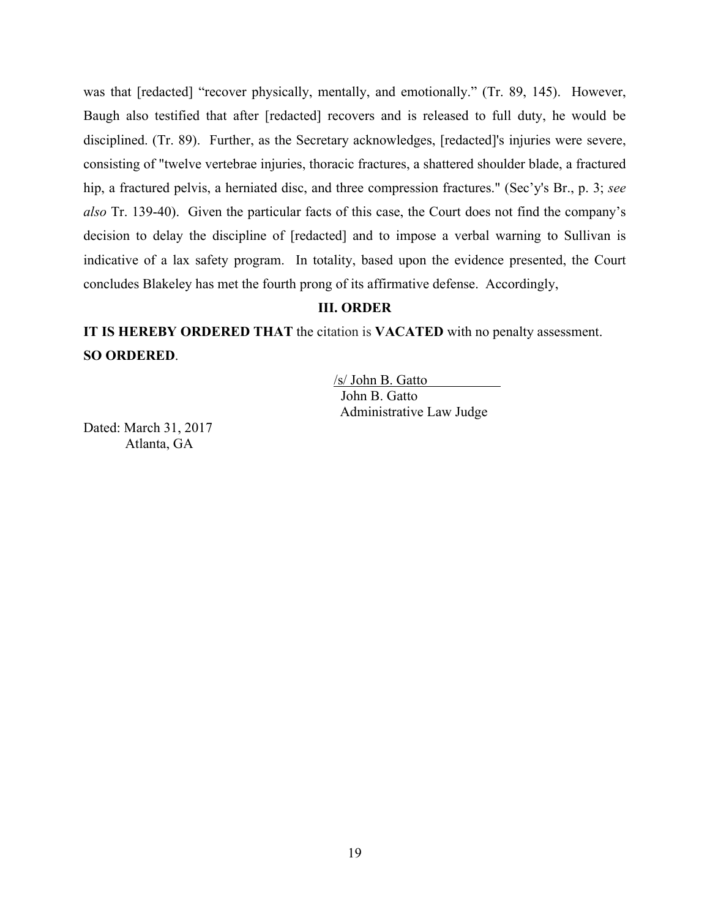was that [redacted] “recover physically, mentally, and emotionally.” (Tr. 89, 145). However, Baugh also testified that after [redacted] recovers and is released to full duty, he would be disciplined. (Tr. 89). Further, as the Secretary acknowledges, [redacted]'s injuries were severe, consisting of "twelve vertebrae injuries, thoracic fractures, a shattered shoulder blade, a fractured hip, a fractured pelvis, a herniated disc, and three compression fractures." (Sec'y's Br., p. 3; *see also* Tr. 139-40). Given the particular facts of this case, the Court does not find the company's decision to delay the discipline of [redacted] and to impose a verbal warning to Sullivan is indicative of a lax safety program. In totality, based upon the evidence presented, the Court concludes Blakeley has met the fourth prong of its affirmative defense. Accordingly,

## III. ORDER

**IT IS HEREBY ORDERED THAT** the citation is **VACATED** with no penalty assessment.

**SO ORDERED**.

/s/ John B. Gatto
John B. Gatto
Administrative Law Judge

Dated: March 31, 2017
Atlanta, GA